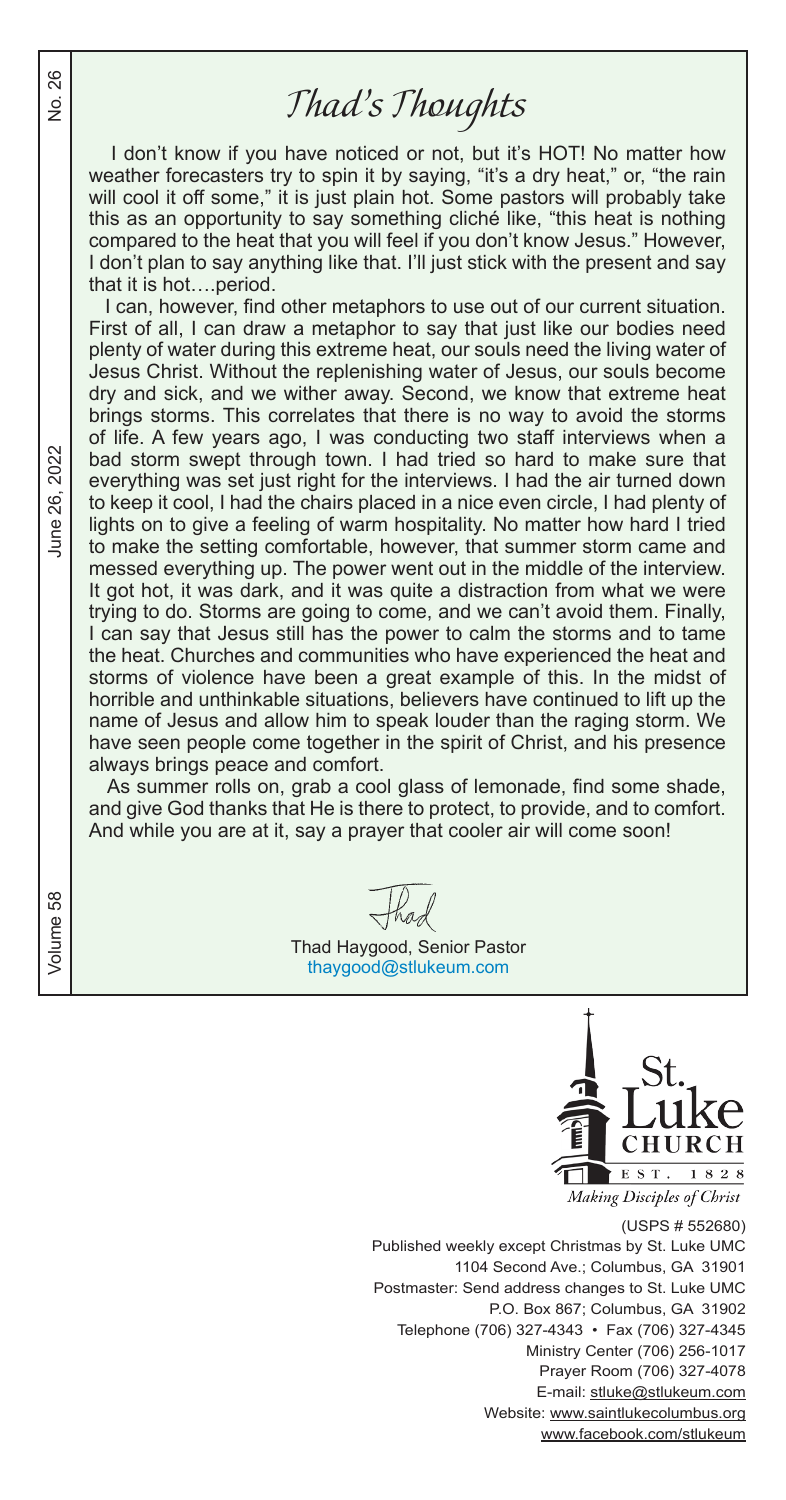# Thad's Thoughts

I don't know if you have noticed or not, but it's HOT! No matter how weather forecasters try to spin it by saying, "it's a dry heat," or, "the rain will cool it off some," it is just plain hot. Some pastors will probably take this as an opportunity to say something cliché like, "this heat is nothing compared to the heat that you will feel if you don't know Jesus." However, I don't plan to say anything like that. I'll just stick with the present and say that it is hot….period.

I can, however, find other metaphors to use out of our current situation. First of all, I can draw a metaphor to say that just like our bodies need plenty of water during this extreme heat, our souls need the living water of Jesus Christ. Without the replenishing water of Jesus, our souls become dry and sick, and we wither away. Second, we know that extreme heat brings storms. This correlates that there is no way to avoid the storms of life. A few years ago, I was conducting two staff interviews when a bad storm swept through town. I had tried so hard to make sure that everything was set just right for the interviews. I had the air turned down to keep it cool, I had the chairs placed in a nice even circle, I had plenty of lights on to give a feeling of warm hospitality. No matter how hard I tried to make the setting comfortable, however, that summer storm came and messed everything up. The power went out in the middle of the interview. It got hot, it was dark, and it was quite a distraction from what we were trying to do. Storms are going to come, and we can't avoid them. Finally, I can say that Jesus still has the power to calm the storms and to tame the heat. Churches and communities who have experienced the heat and storms of violence have been a great example of this. In the midst of horrible and unthinkable situations, believers have continued to lift up the name of Jesus and allow him to speak louder than the raging storm. We have seen people come together in the spirit of Christ, and his presence always brings peace and comfort.

As summer rolls on, grab a cool glass of lemonade, find some shade, and give God thanks that He is there to protect, to provide, and to comfort. And while you are at it, say a prayer that cooler air will come soon!

Thad

Thad Haygood, Senior Pastor
thaygood@stlukeum.com

St. Luke Church
EST. 1828
*Making Disciples of Christ*

(USPS # 552680)
Published weekly except Christmas by St. Luke UMC
1104 Second Ave.; Columbus, GA 31901
Postmaster: Send address changes to St. Luke UMC
P.O. Box 867; Columbus, GA 31902
Telephone (706) 327-4343 • Fax (706) 327-4345
Ministry Center (706) 256-1017
Prayer Room (706) 327-4078
E-mail: stluke@stlukeum.com
Website: www.saintlukecolumbus.org
www.facebook.com/stlukeum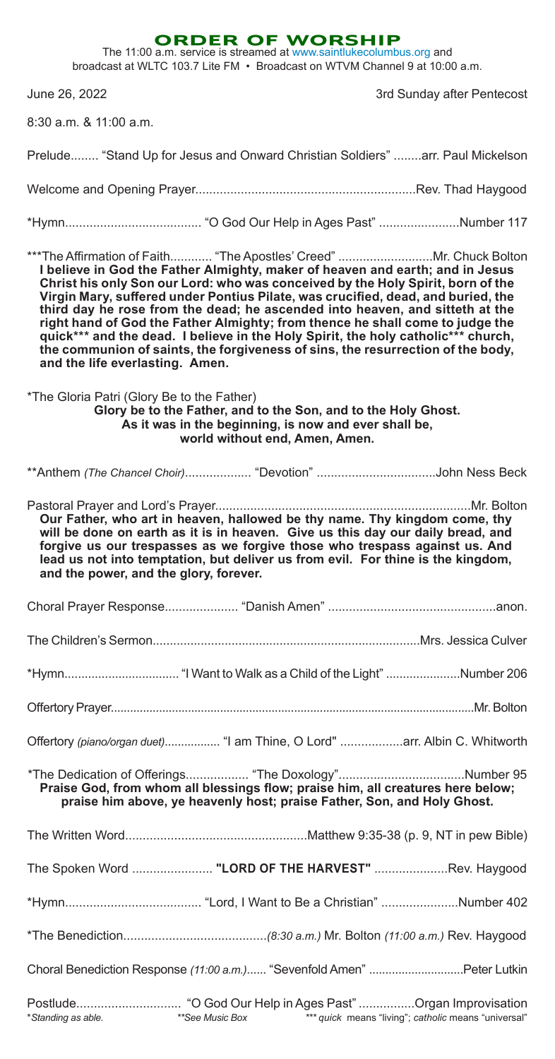# ORDER OF WORSHIP

The 11:00 a.m. service is streamed at www.saintlukecolumbus.org and broadcast at WLTC 103.7 Lite FM • Broadcast on WTVM Channel 9 at 10:00 a.m.

June 26, 2022 — 3rd Sunday after Pentecost

8:30 a.m. & 11:00 a.m.

Prelude........ "Stand Up for Jesus and Onward Christian Soldiers" ........arr. Paul Mickelson

Welcome and Opening Prayer..............................................................Rev. Thad Haygood

*Hymn...................................... "O God Our Help in Ages Past" ......................Number 117

***The Affirmation of Faith............ "The Apostles' Creed" ...........................Mr. Chuck Bolton

**I believe in God the Father Almighty, maker of heaven and earth; and in Jesus Christ his only Son our Lord: who was conceived by the Holy Spirit, born of the Virgin Mary, suffered under Pontius Pilate, was crucified, dead, and buried, the third day he rose from the dead; he ascended into heaven, and sitteth at the right hand of God the Father Almighty; from thence he shall come to judge the quick*** and the dead. I believe in the Holy Spirit, the holy catholic*** church, the communion of saints, the forgiveness of sins, the resurrection of the body, and the life everlasting. Amen.**

*The Gloria Patri (Glory Be to the Father)

**Glory be to the Father, and to the Son, and to the Holy Ghost.**
**As it was in the beginning, is now and ever shall be,**
**world without end, Amen, Amen.**

**Anthem *(The Chancel Choir)*................... "Devotion" ..................................John Ness Beck

Pastoral Prayer and Lord's Prayer.........................................................................Mr. Bolton

**Our Father, who art in heaven, hallowed be thy name. Thy kingdom come, thy will be done on earth as it is in heaven. Give us this day our daily bread, and forgive us our trespasses as we forgive those who trespass against us. And lead us not into temptation, but deliver us from evil. For thine is the kingdom, and the power, and the glory, forever.**

Choral Prayer Response..................... "Danish Amen" ................................................anon.

The Children's Sermon.............................................................................Mrs. Jessica Culver

*Hymn................................. "I Want to Walk as a Child of the Light" .....................Number 206

Offertory Prayer...............................................................................................................Mr. Bolton

Offertory *(piano/organ duet)*................. "I am Thine, O Lord" ..................arr. Albin C. Whitworth

*The Dedication of Offerings.................. "The Doxology"....................................Number 95

**Praise God, from whom all blessings flow; praise him, all creatures here below; praise him above, ye heavenly host; praise Father, Son, and Holy Ghost.**

The Written Word....................................................Matthew 9:35-38 (p. 9, NT in pew Bible)

The Spoken Word ....................... **"LORD OF THE HARVEST"** .....................Rev. Haygood

*Hymn...................................... "Lord, I Want to Be a Christian" ......................Number 402

*The Benediction.........................................*(8:30 a.m.)* Mr. Bolton *(11:00 a.m.)* Rev. Haygood

Choral Benediction Response *(11:00 a.m.)*...... "Sevenfold Amen" ............................Peter Lutkin

Postlude.............................. "O God Our Help in Ages Past" ................Organ Improvisation

**Standing as able.* ***See Music Box* ****quick* means "living"; *catholic* means "universal"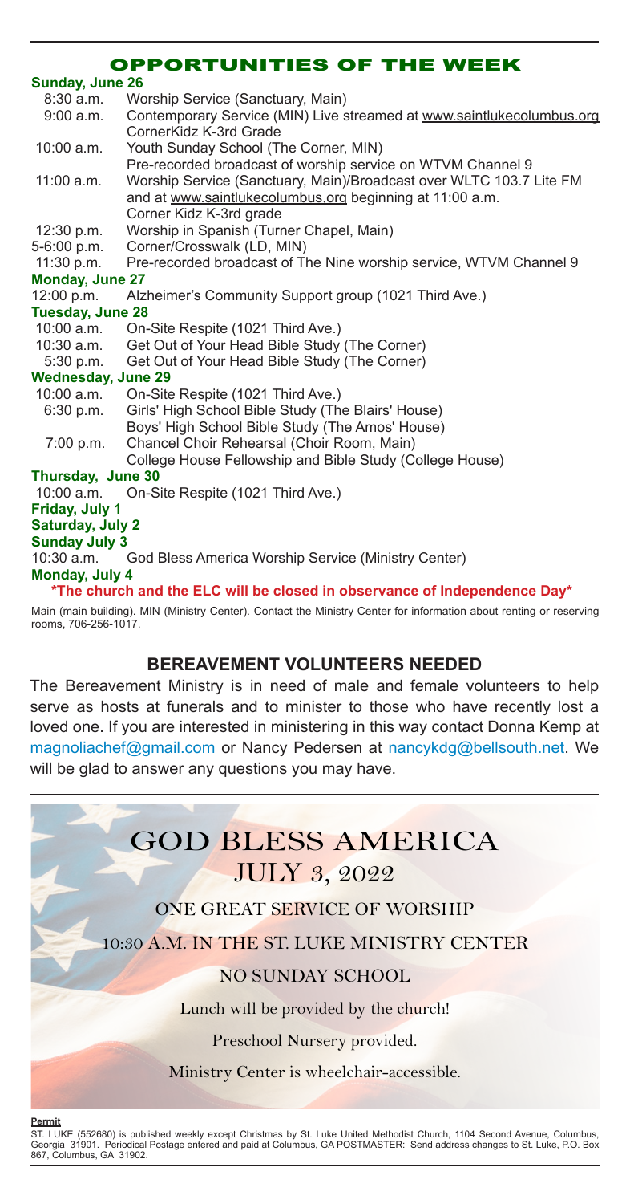## OPPORTUNITIES OF THE WEEK

**Sunday, June 26**

| | |
|---|---|
| 8:30 a.m. | Worship Service (Sanctuary, Main) |
| 9:00 a.m. | Contemporary Service (MIN) Live streamed at www.saintlukecolumbus.org<br>CornerKidz K-3rd Grade |
| 10:00 a.m. | Youth Sunday School (The Corner, MIN)<br>Pre-recorded broadcast of worship service on WTVM Channel 9 |
| 11:00 a.m. | Worship Service (Sanctuary, Main)/Broadcast over WLTC 103.7 Lite FM and at www.saintlukecolumbus.org beginning at 11:00 a.m.<br>Corner Kidz K-3rd grade |
| 12:30 p.m. | Worship in Spanish (Turner Chapel, Main) |
| 5-6:00 p.m. | Corner/Crosswalk (LD, MIN) |
| 11:30 p.m. | Pre-recorded broadcast of The Nine worship service, WTVM Channel 9 |

**Monday, June 27**

| | |
|---|---|
| 12:00 p.m. | Alzheimer's Community Support group (1021 Third Ave.) |

**Tuesday, June 28**

| | |
|---|---|
| 10:00 a.m. | On-Site Respite (1021 Third Ave.) |
| 10:30 a.m. | Get Out of Your Head Bible Study (The Corner) |
| 5:30 p.m. | Get Out of Your Head Bible Study (The Corner) |

**Wednesday, June 29**

| | |
|---|---|
| 10:00 a.m. | On-Site Respite (1021 Third Ave.) |
| 6:30 p.m. | Girls' High School Bible Study (The Blairs' House)<br>Boys' High School Bible Study (The Amos' House) |
| 7:00 p.m. | Chancel Choir Rehearsal (Choir Room, Main)<br>College House Fellowship and Bible Study (College House) |

**Thursday, June 30**

| | |
|---|---|
| 10:00 a.m. | On-Site Respite (1021 Third Ave.) |

**Friday, July 1**

**Saturday, July 2**

**Sunday July 3**

| | |
|---|---|
| 10:30 a.m. | God Bless America Worship Service (Ministry Center) |

**Monday, July 4**

***The church and the ELC will be closed in observance of Independence Day***

Main (main building). MIN (Ministry Center). Contact the Ministry Center for information about renting or reserving rooms, 706-256-1017.

## BEREAVEMENT VOLUNTEERS NEEDED

The Bereavement Ministry is in need of male and female volunteers to help serve as hosts at funerals and to minister to those who have recently lost a loved one. If you are interested in ministering in this way contact Donna Kemp at magnoliachef@gmail.com or Nancy Pedersen at nancykdg@bellsouth.net. We will be glad to answer any questions you may have.

## GOD BLESS AMERICA

### JULY 3, 2022

ONE GREAT SERVICE OF WORSHIP

10:30 A.M. IN THE ST. LUKE MINISTRY CENTER

NO SUNDAY SCHOOL

Lunch will be provided by the church!

Preschool Nursery provided.

Ministry Center is wheelchair-accessible.

**Permit**

ST. LUKE (552680) is published weekly except Christmas by St. Luke United Methodist Church, 1104 Second Avenue, Columbus, Georgia 31901. Periodical Postage entered and paid at Columbus, GA POSTMASTER: Send address changes to St. Luke, P.O. Box 867, Columbus, GA 31902.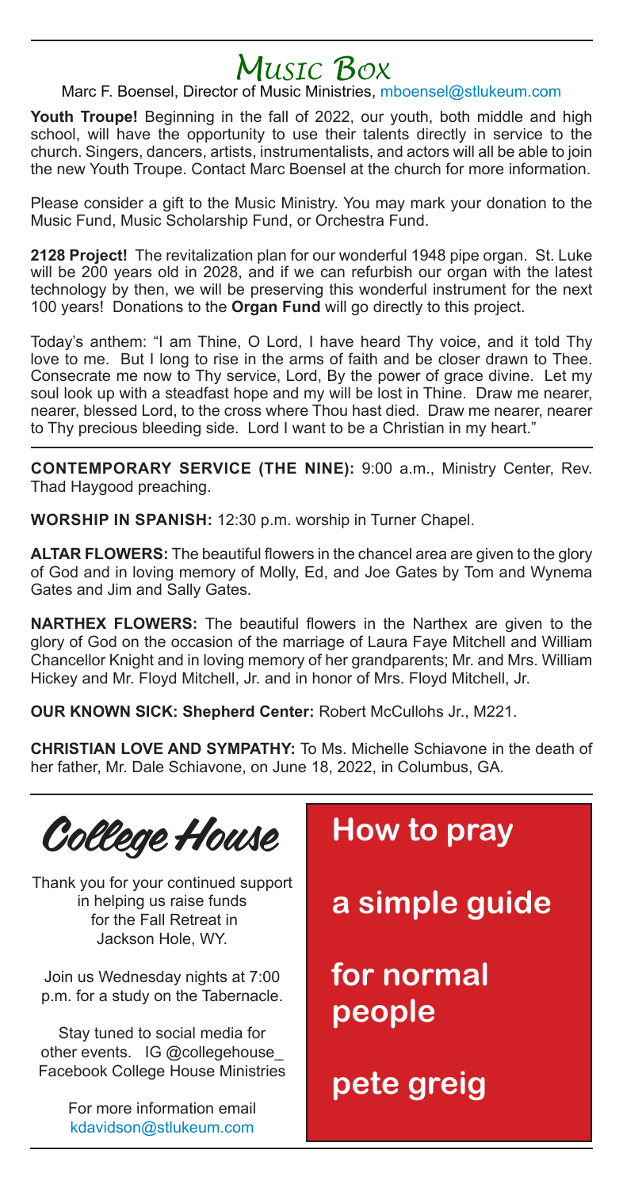# Music Box

Marc F. Boensel, Director of Music Ministries, mboensel@stlukeum.com

**Youth Troupe!** Beginning in the fall of 2022, our youth, both middle and high school, will have the opportunity to use their talents directly in service to the church. Singers, dancers, artists, instrumentalists, and actors will all be able to join the new Youth Troupe. Contact Marc Boensel at the church for more information.

Please consider a gift to the Music Ministry. You may mark your donation to the Music Fund, Music Scholarship Fund, or Orchestra Fund.

**2128 Project!** The revitalization plan for our wonderful 1948 pipe organ. St. Luke will be 200 years old in 2028, and if we can refurbish our organ with the latest technology by then, we will be preserving this wonderful instrument for the next 100 years! Donations to the **Organ Fund** will go directly to this project.

Today's anthem: "I am Thine, O Lord, I have heard Thy voice, and it told Thy love to me. But I long to rise in the arms of faith and be closer drawn to Thee. Consecrate me now to Thy service, Lord, By the power of grace divine. Let my soul look up with a steadfast hope and my will be lost in Thine. Draw me nearer, nearer, blessed Lord, to the cross where Thou hast died. Draw me nearer, nearer to Thy precious bleeding side. Lord I want to be a Christian in my heart."

---

**CONTEMPORARY SERVICE (THE NINE):** 9:00 a.m., Ministry Center, Rev. Thad Haygood preaching.

**WORSHIP IN SPANISH:** 12:30 p.m. worship in Turner Chapel.

**ALTAR FLOWERS:** The beautiful flowers in the chancel area are given to the glory of God and in loving memory of Molly, Ed, and Joe Gates by Tom and Wynema Gates and Jim and Sally Gates.

**NARTHEX FLOWERS:** The beautiful flowers in the Narthex are given to the glory of God on the occasion of the marriage of Laura Faye Mitchell and William Chancellor Knight and in loving memory of her grandparents; Mr. and Mrs. William Hickey and Mr. Floyd Mitchell, Jr. and in honor of Mrs. Floyd Mitchell, Jr.

**OUR KNOWN SICK: Shepherd Center:** Robert McCullohs Jr., M221.

**CHRISTIAN LOVE AND SYMPATHY:** To Ms. Michelle Schiavone in the death of her father, Mr. Dale Schiavone, on June 18, 2022, in Columbus, GA.

---

## College House

Thank you for your continued support in helping us raise funds for the Fall Retreat in Jackson Hole, WY.

Join us Wednesday nights at 7:00 p.m. for a study on the Tabernacle.

Stay tuned to social media for other events. IG @collegehouse_ Facebook College House Ministries

For more information email kdavidson@stlukeum.com

**How to pray**

**a simple guide**

**for normal people**

**pete greig**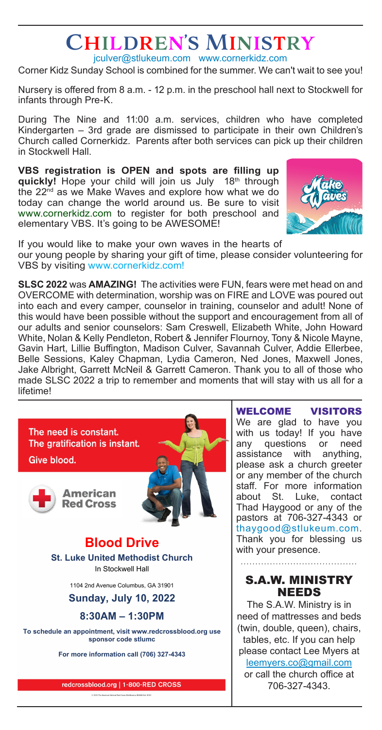# CHILDREN'S MINISTRY

jculver@stlukeum.com www.cornerkidz.com

Corner Kidz Sunday School is combined for the summer. We can't wait to see you!

Nursery is offered from 8 a.m. - 12 p.m. in the preschool hall next to Stockwell for infants through Pre-K.

During The Nine and 11:00 a.m. services, children who have completed Kindergarten – 3rd grade are dismissed to participate in their own Children's Church called Cornerkidz. Parents after both services can pick up their children in Stockwell Hall.

**VBS registration is OPEN and spots are filling up quickly!** Hope your child will join us July 18th through the 22nd as we Make Waves and explore how what we do today can change the world around us. Be sure to visit www.cornerkidz.com to register for both preschool and elementary VBS. It's going to be AWESOME!

If you would like to make your own waves in the hearts of our young people by sharing your gift of time, please consider volunteering for VBS by visiting www.cornerkidz.com!

**SLSC 2022** was **AMAZING!** The activities were FUN, fears were met head on and OVERCOME with determination, worship was on FIRE and LOVE was poured out into each and every camper, counselor in training, counselor and adult! None of this would have been possible without the support and encouragement from all of our adults and senior counselors: Sam Creswell, Elizabeth White, John Howard White, Nolan & Kelly Pendleton, Robert & Jennifer Flournoy, Tony & Nicole Mayne, Gavin Hart, Lillie Buffington, Madison Culver, Savannah Culver, Addie Ellerbee, Belle Sessions, Kaley Chapman, Lydia Cameron, Ned Jones, Maxwell Jones, Jake Albright, Garrett McNeil & Garrett Cameron. Thank you to all of those who made SLSC 2022 a trip to remember and moments that will stay with us all for a lifetime!

The need is constant.
The gratification is instant.
Give blood.

American Red Cross

## Blood Drive

**St. Luke United Methodist Church**
In Stockwell Hall

1104 2nd Avenue Columbus, GA 31901

**Sunday, July 10, 2022**

**8:30AM – 1:30PM**

**To schedule an appointment, visit www.redcrossblood.org use sponsor code stlumc**

**For more information call (706) 327-4343**

redcrossblood.org | 1-800-RED CROSS

## WELCOME VISITORS

We are glad to have you with us today! If you have any questions or need assistance with anything, please ask a church greeter or any member of the church staff. For more information about St. Luke, contact Thad Haygood or any of the pastors at 706-327-4343 or thaygood@stlukeum.com. Thank you for blessing us with your presence.

## S.A.W. MINISTRY NEEDS

The S.A.W. Ministry is in need of mattresses and beds (twin, double, queen), chairs, tables, etc. If you can help please contact Lee Myers at leemyers.co@gmail.com or call the church office at 706-327-4343.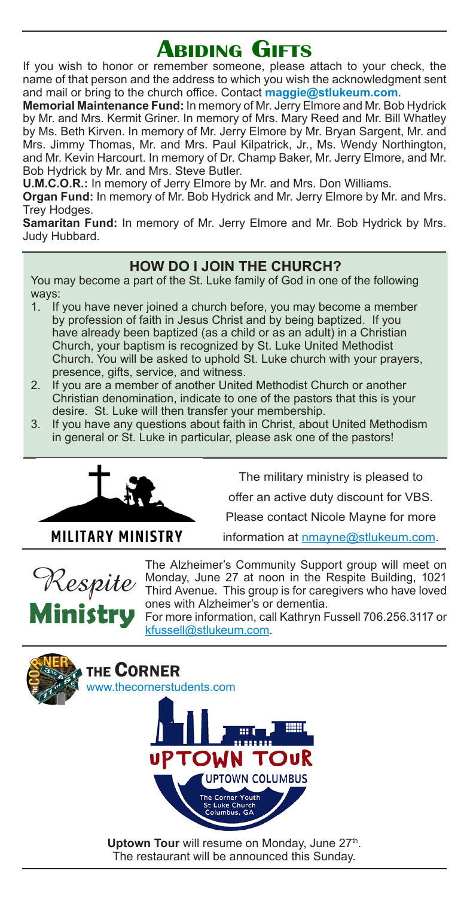# Abiding Gifts

If you wish to honor or remember someone, please attach to your check, the name of that person and the address to which you wish the acknowledgment sent and mail or bring to the church office. Contact **maggie@stlukeum.com**.

**Memorial Maintenance Fund:** In memory of Mr. Jerry Elmore and Mr. Bob Hydrick by Mr. and Mrs. Kermit Griner. In memory of Mrs. Mary Reed and Mr. Bill Whatley by Ms. Beth Kirven. In memory of Mr. Jerry Elmore by Mr. Bryan Sargent, Mr. and Mrs. Jimmy Thomas, Mr. and Mrs. Paul Kilpatrick, Jr., Ms. Wendy Northington, and Mr. Kevin Harcourt. In memory of Dr. Champ Baker, Mr. Jerry Elmore, and Mr. Bob Hydrick by Mr. and Mrs. Steve Butler.

**U.M.C.O.R.:** In memory of Jerry Elmore by Mr. and Mrs. Don Williams.

**Organ Fund:** In memory of Mr. Bob Hydrick and Mr. Jerry Elmore by Mr. and Mrs. Trey Hodges.

**Samaritan Fund:** In memory of Mr. Jerry Elmore and Mr. Bob Hydrick by Mrs. Judy Hubbard.

## HOW DO I JOIN THE CHURCH?

You may become a part of the St. Luke family of God in one of the following ways:

1. If you have never joined a church before, you may become a member by profession of faith in Jesus Christ and by being baptized. If you have already been baptized (as a child or as an adult) in a Christian Church, your baptism is recognized by St. Luke United Methodist Church. You will be asked to uphold St. Luke church with your prayers, presence, gifts, service, and witness.
2. If you are a member of another United Methodist Church or another Christian denomination, indicate to one of the pastors that this is your desire. St. Luke will then transfer your membership.
3. If you have any questions about faith in Christ, about United Methodism in general or St. Luke in particular, please ask one of the pastors!

## MILITARY MINISTRY

The military ministry is pleased to offer an active duty discount for VBS. Please contact Nicole Mayne for more information at nmayne@stlukeum.com.

## Respite Ministry

The Alzheimer's Community Support group will meet on Monday, June 27 at noon in the Respite Building, 1021 Third Avenue. This group is for caregivers who have loved ones with Alzheimer's or dementia.

For more information, call Kathryn Fussell 706.256.3117 or kfussell@stlukeum.com.

## THE CORNER

www.thecornerstudents.com

UPTOWN TOUR
UPTOWN COLUMBUS
The Corner Youth
St Luke Church
Columbus, GA

**Uptown Tour** will resume on Monday, June 27th.
The restaurant will be announced this Sunday.